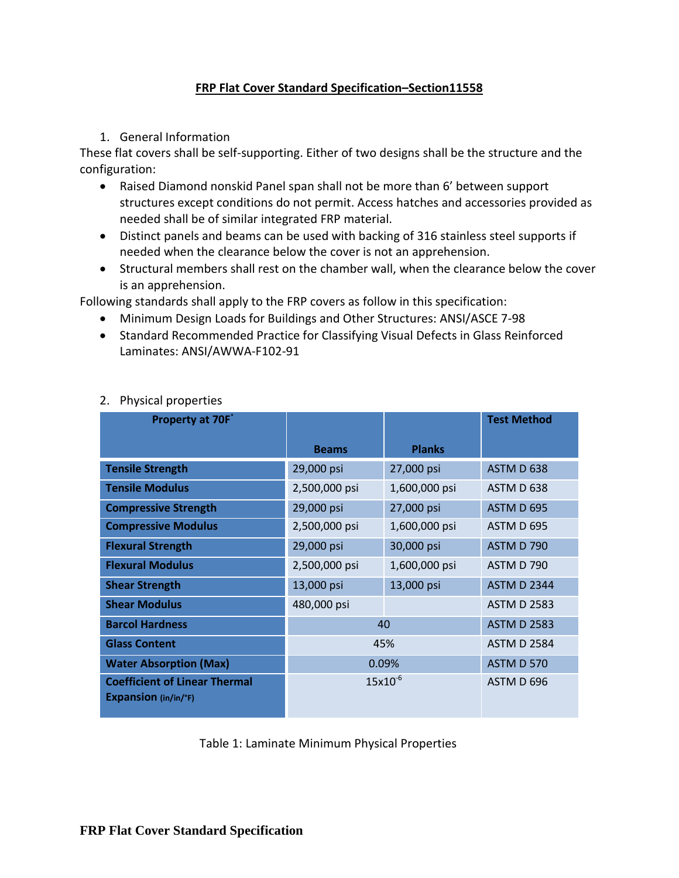# FRP Flat Cover Standard Specification–Section11558

1. General Information

These flat covers shall be self-supporting. Either of two designs shall be the structure and the configuration:

- Raised Diamond nonskid Panel span shall not be more than 6' between support structures except conditions do not permit. Access hatches and accessories provided as needed shall be of similar integrated FRP material.
- Distinct panels and beams can be used with backing of 316 stainless steel supports if needed when the clearance below the cover is not an apprehension.
- Structural members shall rest on the chamber wall, when the clearance below the cover is an apprehension.

Following standards shall apply to the FRP covers as follow in this specification:

- Minimum Design Loads for Buildings and Other Structures: ANSI/ASCE 7-98
- Standard Recommended Practice for Classifying Visual Defects in Glass Reinforced Laminates: ANSI/AWWA-F102-91

2. Physical properties

| Property at 70F° | Beams | Planks | Test Method |
|---|---|---|---|
| **Tensile Strength** | 29,000 psi | 27,000 psi | ASTM D 638 |
| **Tensile Modulus** | 2,500,000 psi | 1,600,000 psi | ASTM D 638 |
| **Compressive Strength** | 29,000 psi | 27,000 psi | ASTM D 695 |
| **Compressive Modulus** | 2,500,000 psi | 1,600,000 psi | ASTM D 695 |
| **Flexural Strength** | 29,000 psi | 30,000 psi | ASTM D 790 |
| **Flexural Modulus** | 2,500,000 psi | 1,600,000 psi | ASTM D 790 |
| **Shear Strength** | 13,000 psi | 13,000 psi | ASTM D 2344 |
| **Shear Modulus** | 480,000 psi | | ASTM D 2583 |
| **Barcol Hardness** | 40 | | ASTM D 2583 |
| **Glass Content** | 45% | | ASTM D 2584 |
| **Water Absorption (Max)** | 0.09% | | ASTM D 570 |
| **Coefficient of Linear Thermal Expansion** (in/in/°F) | $15x10^{-6}$ | | ASTM D 696 |

Table 1: Laminate Minimum Physical Properties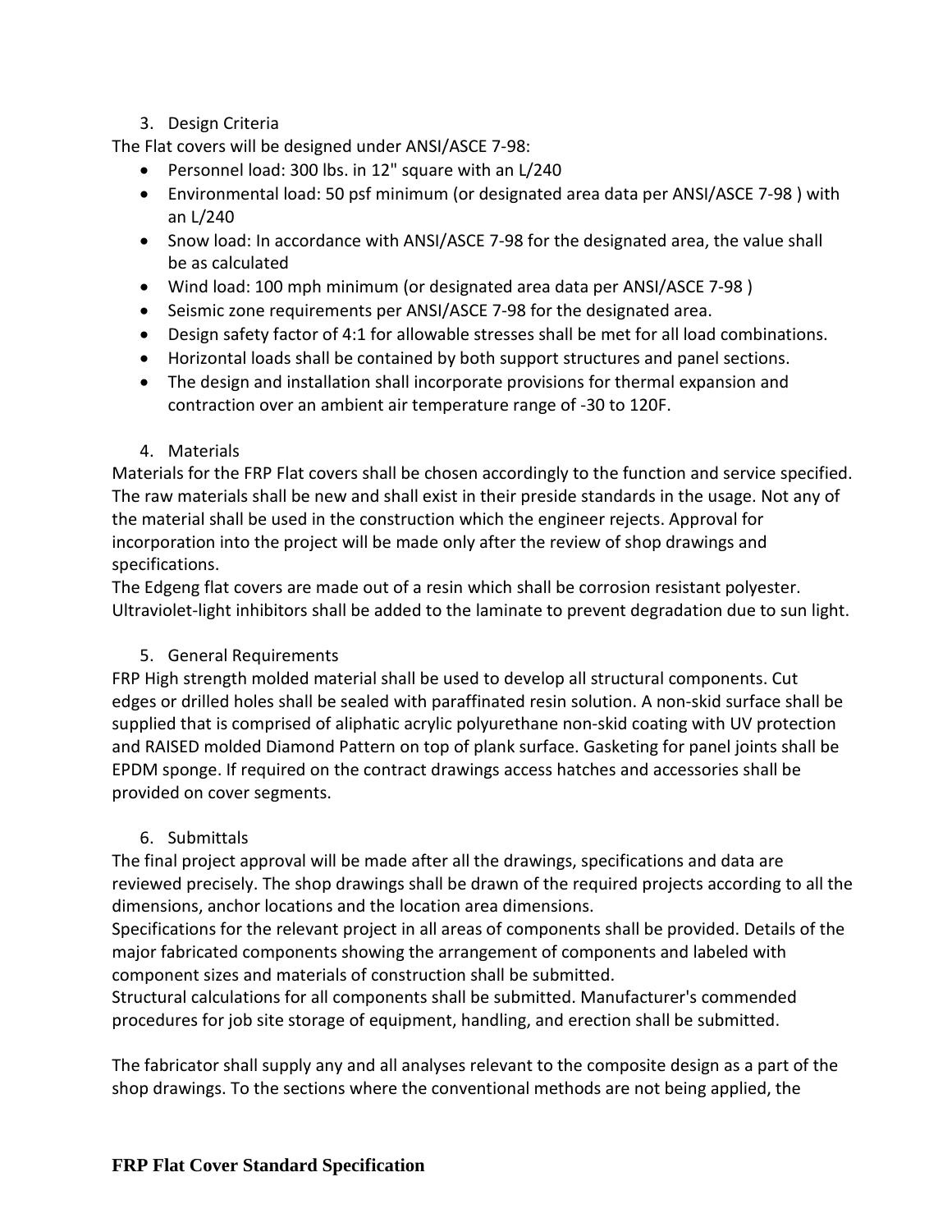3. Design Criteria

The Flat covers will be designed under ANSI/ASCE 7-98:

- Personnel load: 300 lbs. in 12" square with an L/240
- Environmental load: 50 psf minimum (or designated area data per ANSI/ASCE 7-98 ) with an L/240
- Snow load: In accordance with ANSI/ASCE 7-98 for the designated area, the value shall be as calculated
- Wind load: 100 mph minimum (or designated area data per ANSI/ASCE 7-98 )
- Seismic zone requirements per ANSI/ASCE 7-98 for the designated area.
- Design safety factor of 4:1 for allowable stresses shall be met for all load combinations.
- Horizontal loads shall be contained by both support structures and panel sections.
- The design and installation shall incorporate provisions for thermal expansion and contraction over an ambient air temperature range of -30 to 120F.

4. Materials

Materials for the FRP Flat covers shall be chosen accordingly to the function and service specified. The raw materials shall be new and shall exist in their preside standards in the usage. Not any of the material shall be used in the construction which the engineer rejects. Approval for incorporation into the project will be made only after the review of shop drawings and specifications.

The Edgeng flat covers are made out of a resin which shall be corrosion resistant polyester. Ultraviolet-light inhibitors shall be added to the laminate to prevent degradation due to sun light.

5. General Requirements

FRP High strength molded material shall be used to develop all structural components. Cut edges or drilled holes shall be sealed with paraffinated resin solution. A non-skid surface shall be supplied that is comprised of aliphatic acrylic polyurethane non-skid coating with UV protection and RAISED molded Diamond Pattern on top of plank surface. Gasketing for panel joints shall be EPDM sponge. If required on the contract drawings access hatches and accessories shall be provided on cover segments.

6. Submittals

The final project approval will be made after all the drawings, specifications and data are reviewed precisely. The shop drawings shall be drawn of the required projects according to all the dimensions, anchor locations and the location area dimensions.

Specifications for the relevant project in all areas of components shall be provided. Details of the major fabricated components showing the arrangement of components and labeled with component sizes and materials of construction shall be submitted.

Structural calculations for all components shall be submitted. Manufacturer's commended procedures for job site storage of equipment, handling, and erection shall be submitted.

The fabricator shall supply any and all analyses relevant to the composite design as a part of the shop drawings. To the sections where the conventional methods are not being applied, the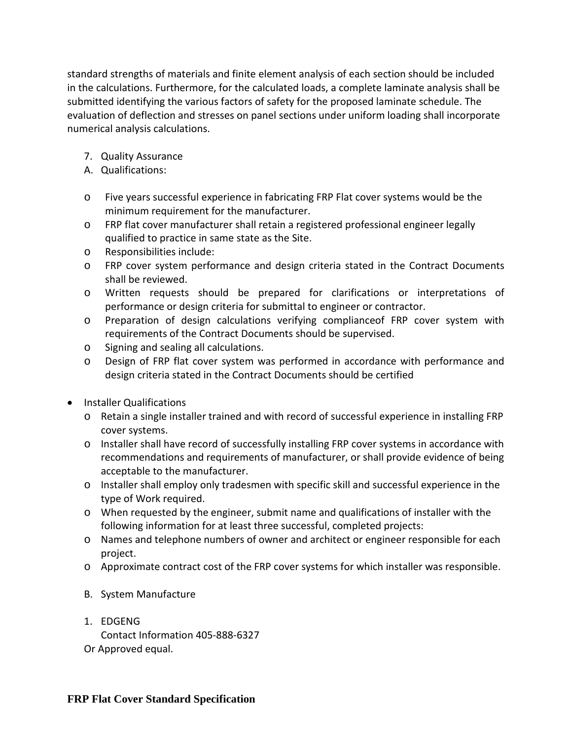standard strengths of materials and finite element analysis of each section should be included in the calculations. Furthermore, for the calculated loads, a complete laminate analysis shall be submitted identifying the various factors of safety for the proposed laminate schedule. The evaluation of deflection and stresses on panel sections under uniform loading shall incorporate numerical analysis calculations.

7. Quality Assurance

A. Qualifications:

- Five years successful experience in fabricating FRP Flat cover systems would be the minimum requirement for the manufacturer.
- FRP flat cover manufacturer shall retain a registered professional engineer legally qualified to practice in same state as the Site.
- Responsibilities include:
- FRP cover system performance and design criteria stated in the Contract Documents shall be reviewed.
- Written requests should be prepared for clarifications or interpretations of performance or design criteria for submittal to engineer or contractor.
- Preparation of design calculations verifying complianceof FRP cover system with requirements of the Contract Documents should be supervised.
- Signing and sealing all calculations.
- Design of FRP flat cover system was performed in accordance with performance and design criteria stated in the Contract Documents should be certified

- Installer Qualifications
  - Retain a single installer trained and with record of successful experience in installing FRP cover systems.
  - Installer shall have record of successfully installing FRP cover systems in accordance with recommendations and requirements of manufacturer, or shall provide evidence of being acceptable to the manufacturer.
  - Installer shall employ only tradesmen with specific skill and successful experience in the type of Work required.
  - When requested by the engineer, submit name and qualifications of installer with the following information for at least three successful, completed projects:
  - Names and telephone numbers of owner and architect or engineer responsible for each project.
  - Approximate contract cost of the FRP cover systems for which installer was responsible.

B. System Manufacture

1. EDGENG
   Contact Information 405-888-6327

Or Approved equal.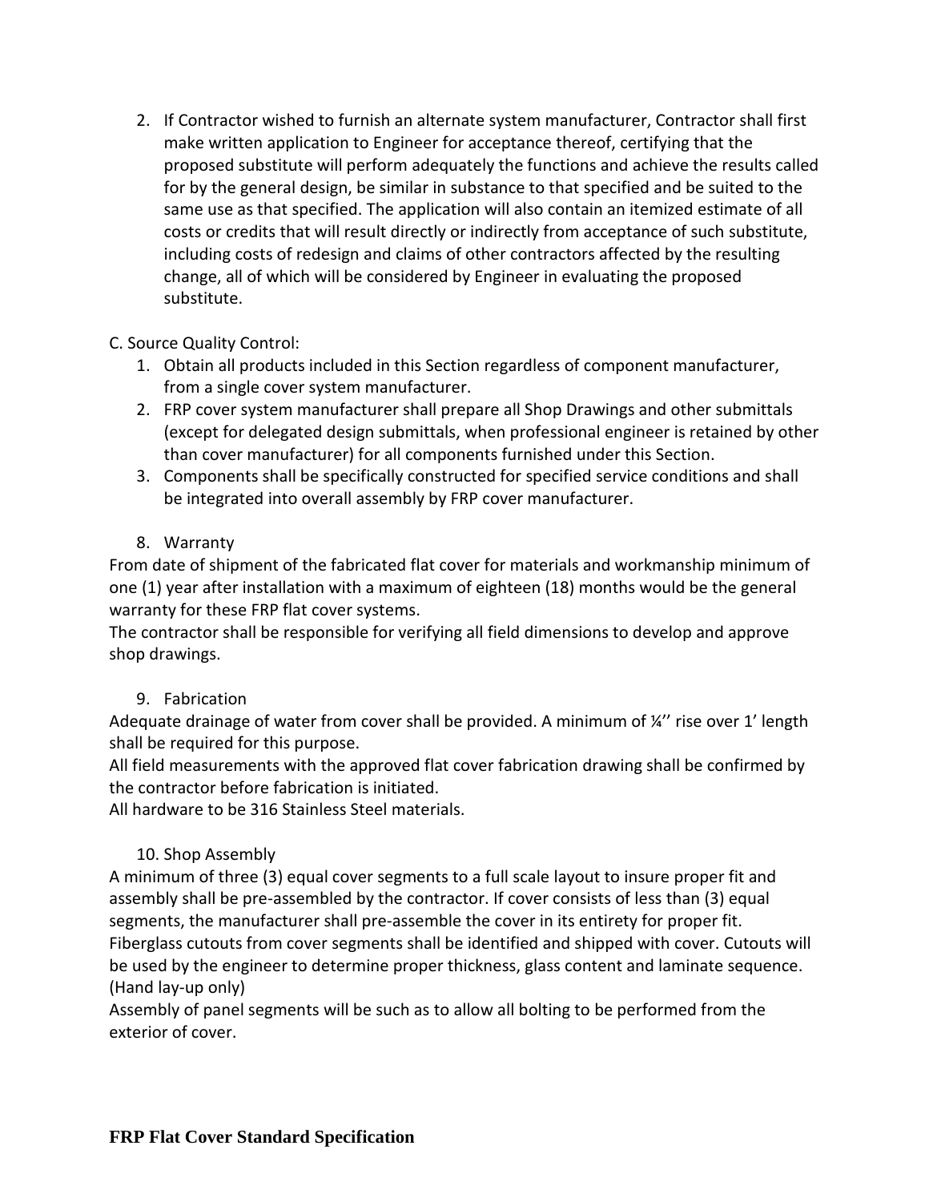2. If Contractor wished to furnish an alternate system manufacturer, Contractor shall first make written application to Engineer for acceptance thereof, certifying that the proposed substitute will perform adequately the functions and achieve the results called for by the general design, be similar in substance to that specified and be suited to the same use as that specified. The application will also contain an itemized estimate of all costs or credits that will result directly or indirectly from acceptance of such substitute, including costs of redesign and claims of other contractors affected by the resulting change, all of which will be considered by Engineer in evaluating the proposed substitute.

C. Source Quality Control:

1. Obtain all products included in this Section regardless of component manufacturer, from a single cover system manufacturer.
2. FRP cover system manufacturer shall prepare all Shop Drawings and other submittals (except for delegated design submittals, when professional engineer is retained by other than cover manufacturer) for all components furnished under this Section.
3. Components shall be specifically constructed for specified service conditions and shall be integrated into overall assembly by FRP cover manufacturer.

8. Warranty

From date of shipment of the fabricated flat cover for materials and workmanship minimum of one (1) year after installation with a maximum of eighteen (18) months would be the general warranty for these FRP flat cover systems.

The contractor shall be responsible for verifying all field dimensions to develop and approve shop drawings.

9. Fabrication

Adequate drainage of water from cover shall be provided. A minimum of ¼'' rise over 1' length shall be required for this purpose.

All field measurements with the approved flat cover fabrication drawing shall be confirmed by the contractor before fabrication is initiated.

All hardware to be 316 Stainless Steel materials.

10. Shop Assembly

A minimum of three (3) equal cover segments to a full scale layout to insure proper fit and assembly shall be pre-assembled by the contractor. If cover consists of less than (3) equal segments, the manufacturer shall pre-assemble the cover in its entirety for proper fit.

Fiberglass cutouts from cover segments shall be identified and shipped with cover. Cutouts will be used by the engineer to determine proper thickness, glass content and laminate sequence. (Hand lay-up only)

Assembly of panel segments will be such as to allow all bolting to be performed from the exterior of cover.